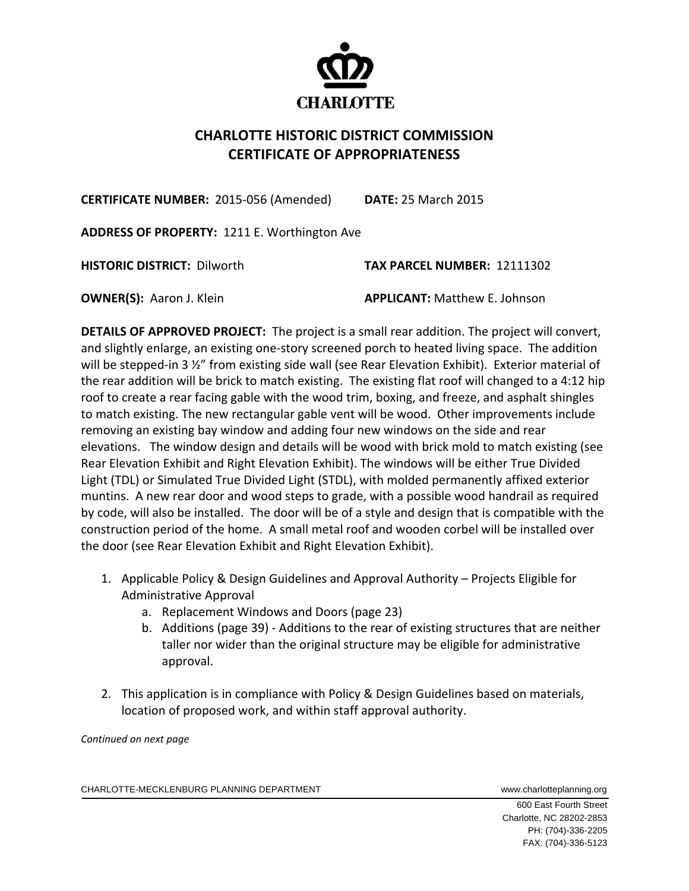CHARLOTTE

# CHARLOTTE HISTORIC DISTRICT COMMISSION
# CERTIFICATE OF APPROPRIATENESS

**CERTIFICATE NUMBER:** 2015-056 (Amended) **DATE:** 25 March 2015

**ADDRESS OF PROPERTY:** 1211 E. Worthington Ave

**HISTORIC DISTRICT:** Dilworth **TAX PARCEL NUMBER:** 12111302

**OWNER(S):** Aaron J. Klein **APPLICANT:** Matthew E. Johnson

**DETAILS OF APPROVED PROJECT:** The project is a small rear addition. The project will convert, and slightly enlarge, an existing one-story screened porch to heated living space. The addition will be stepped-in 3 ½" from existing side wall (see Rear Elevation Exhibit). Exterior material of the rear addition will be brick to match existing. The existing flat roof will changed to a 4:12 hip roof to create a rear facing gable with the wood trim, boxing, and freeze, and asphalt shingles to match existing. The new rectangular gable vent will be wood. Other improvements include removing an existing bay window and adding four new windows on the side and rear elevations. The window design and details will be wood with brick mold to match existing (see Rear Elevation Exhibit and Right Elevation Exhibit). The windows will be either True Divided Light (TDL) or Simulated True Divided Light (STDL), with molded permanently affixed exterior muntins. A new rear door and wood steps to grade, with a possible wood handrail as required by code, will also be installed. The door will be of a style and design that is compatible with the construction period of the home. A small metal roof and wooden corbel will be installed over the door (see Rear Elevation Exhibit and Right Elevation Exhibit).

1. Applicable Policy & Design Guidelines and Approval Authority – Projects Eligible for Administrative Approval
   a. Replacement Windows and Doors (page 23)
   b. Additions (page 39) - Additions to the rear of existing structures that are neither taller nor wider than the original structure may be eligible for administrative approval.

2. This application is in compliance with Policy & Design Guidelines based on materials, location of proposed work, and within staff approval authority.

*Continued on next page*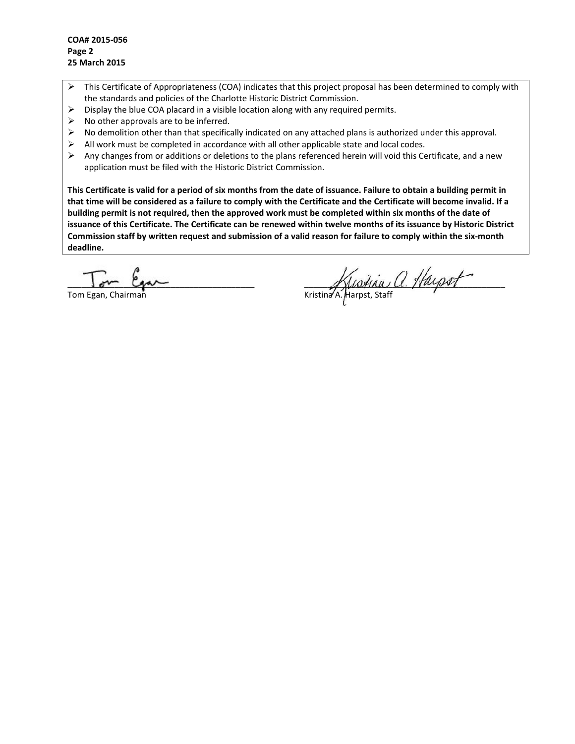**COA# 2015-056**
**Page 2**
**25 March 2015**

- This Certificate of Appropriateness (COA) indicates that this project proposal has been determined to comply with the standards and policies of the Charlotte Historic District Commission.
- Display the blue COA placard in a visible location along with any required permits.
- No other approvals are to be inferred.
- No demolition other than that specifically indicated on any attached plans is authorized under this approval.
- All work must be completed in accordance with all other applicable state and local codes.
- Any changes from or additions or deletions to the plans referenced herein will void this Certificate, and a new application must be filed with the Historic District Commission.

**This Certificate is valid for a period of six months from the date of issuance. Failure to obtain a building permit in that time will be considered as a failure to comply with the Certificate and the Certificate will become invalid. If a building permit is not required, then the approved work must be completed within six months of the date of issuance of this Certificate. The Certificate can be renewed within twelve months of its issuance by Historic District Commission staff by written request and submission of a valid reason for failure to comply within the six-month deadline.**

Tom Egan, Chairman

Kristina A. Harpst, Staff